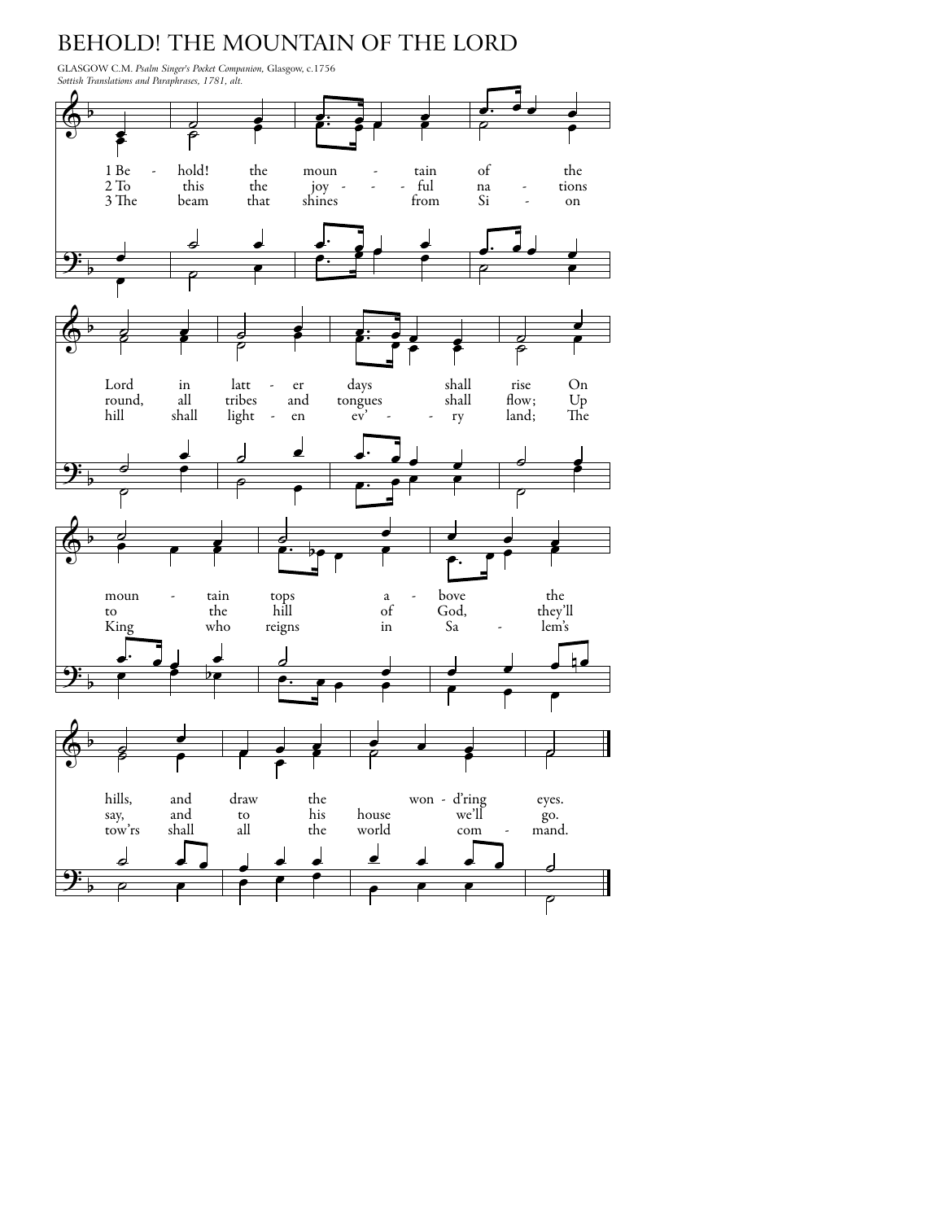# BEHOLD! THE MOUNTAIN OF THE LORD

GLASGOW C.M. *Psalm Singer's Pocket Companion,* Glasgow, c.1756
*Sottish Translations and Paraphrases, 1781, alt.*

1 Behold! the mountain of the Lord in latter days shall rise On mountain tops above the hills, and draw the wond'ring eyes.

2 To this the joyful nations round, all tribes and tongues shall flow; Up to the hill of God, they'll say, and to his house we'll go.

3 The beam that shines from Sion hill shall lighten ev'ry land; The King who reigns in Salem's tow'rs shall all the world command.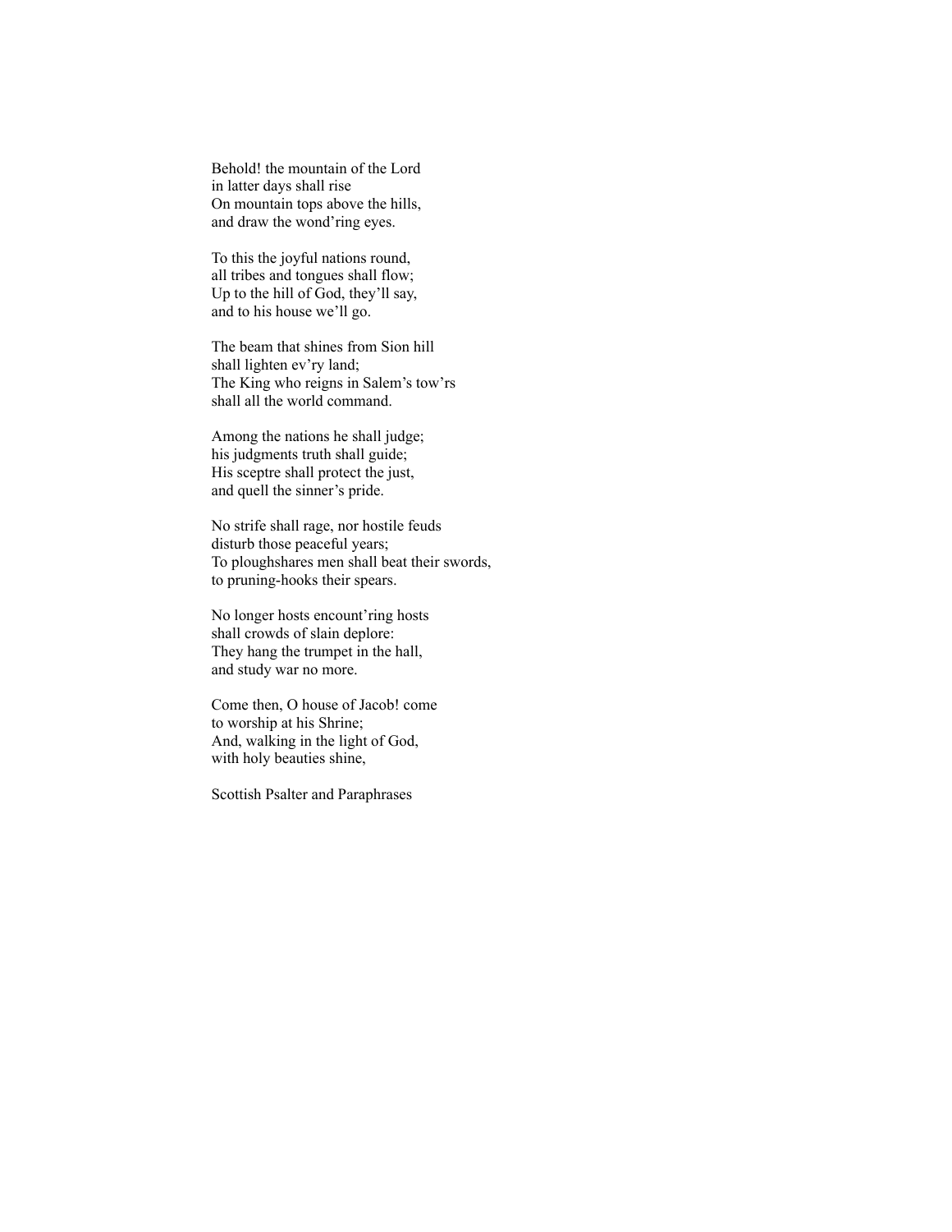Behold! the mountain of the Lord
in latter days shall rise
On mountain tops above the hills,
and draw the wond'ring eyes.

To this the joyful nations round,
all tribes and tongues shall flow;
Up to the hill of God, they'll say,
and to his house we'll go.

The beam that shines from Sion hill
shall lighten ev'ry land;
The King who reigns in Salem's tow'rs
shall all the world command.

Among the nations he shall judge;
his judgments truth shall guide;
His sceptre shall protect the just,
and quell the sinner's pride.

No strife shall rage, nor hostile feuds
disturb those peaceful years;
To ploughshares men shall beat their swords,
to pruning-hooks their spears.

No longer hosts encount'ring hosts
shall crowds of slain deplore:
They hang the trumpet in the hall,
and study war no more.

Come then, O house of Jacob! come
to worship at his Shrine;
And, walking in the light of God,
with holy beauties shine,

Scottish Psalter and Paraphrases